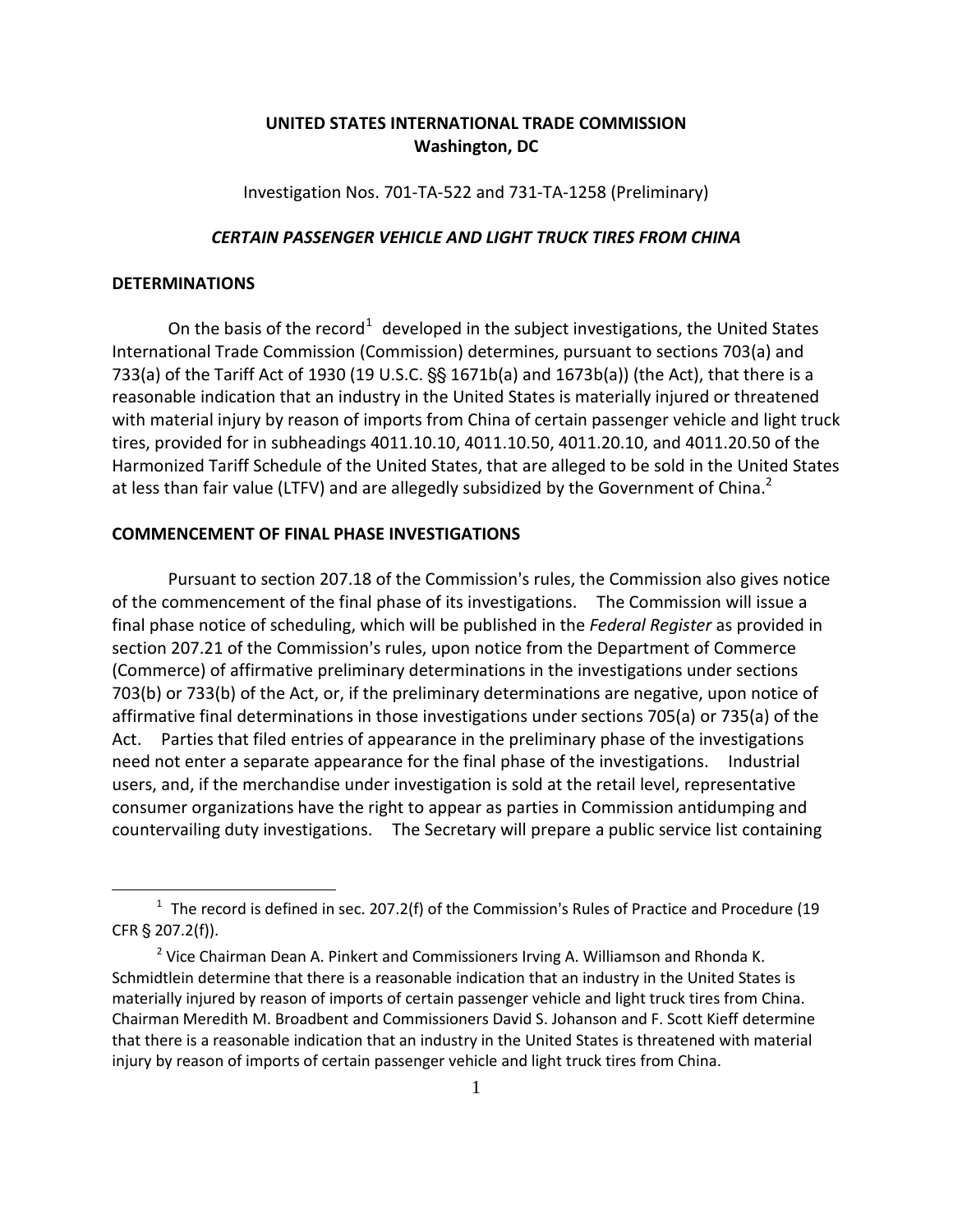**UNITED STATES INTERNATIONAL TRADE COMMISSION**
**Washington, DC**

Investigation Nos. 701-TA-522 and 731-TA-1258 (Preliminary)

***CERTAIN PASSENGER VEHICLE AND LIGHT TRUCK TIRES FROM CHINA***

## DETERMINATIONS

On the basis of the record[1] developed in the subject investigations, the United States International Trade Commission (Commission) determines, pursuant to sections 703(a) and 733(a) of the Tariff Act of 1930 (19 U.S.C. §§ 1671b(a) and 1673b(a)) (the Act), that there is a reasonable indication that an industry in the United States is materially injured or threatened with material injury by reason of imports from China of certain passenger vehicle and light truck tires, provided for in subheadings 4011.10.10, 4011.10.50, 4011.20.10, and 4011.20.50 of the Harmonized Tariff Schedule of the United States, that are alleged to be sold in the United States at less than fair value (LTFV) and are allegedly subsidized by the Government of China.[2]

## COMMENCEMENT OF FINAL PHASE INVESTIGATIONS

Pursuant to section 207.18 of the Commission's rules, the Commission also gives notice of the commencement of the final phase of its investigations. The Commission will issue a final phase notice of scheduling, which will be published in the *Federal Register* as provided in section 207.21 of the Commission's rules, upon notice from the Department of Commerce (Commerce) of affirmative preliminary determinations in the investigations under sections 703(b) or 733(b) of the Act, or, if the preliminary determinations are negative, upon notice of affirmative final determinations in those investigations under sections 705(a) or 735(a) of the Act. Parties that filed entries of appearance in the preliminary phase of the investigations need not enter a separate appearance for the final phase of the investigations. Industrial users, and, if the merchandise under investigation is sold at the retail level, representative consumer organizations have the right to appear as parties in Commission antidumping and countervailing duty investigations. The Secretary will prepare a public service list containing

---

[1] The record is defined in sec. 207.2(f) of the Commission's Rules of Practice and Procedure (19 CFR § 207.2(f)).

[2] Vice Chairman Dean A. Pinkert and Commissioners Irving A. Williamson and Rhonda K. Schmidtlein determine that there is a reasonable indication that an industry in the United States is materially injured by reason of imports of certain passenger vehicle and light truck tires from China. Chairman Meredith M. Broadbent and Commissioners David S. Johanson and F. Scott Kieff determine that there is a reasonable indication that an industry in the United States is threatened with material injury by reason of imports of certain passenger vehicle and light truck tires from China.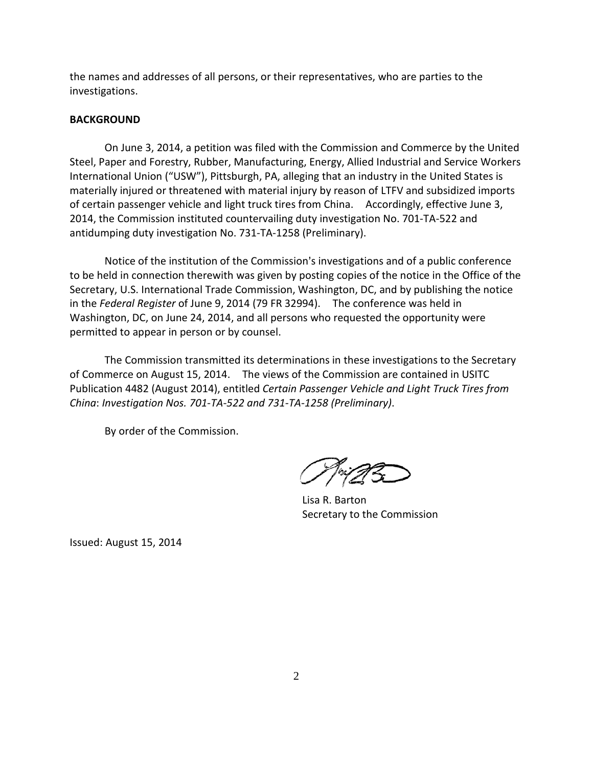the names and addresses of all persons, or their representatives, who are parties to the investigations.

**BACKGROUND**

On June 3, 2014, a petition was filed with the Commission and Commerce by the United Steel, Paper and Forestry, Rubber, Manufacturing, Energy, Allied Industrial and Service Workers International Union ("USW"), Pittsburgh, PA, alleging that an industry in the United States is materially injured or threatened with material injury by reason of LTFV and subsidized imports of certain passenger vehicle and light truck tires from China. Accordingly, effective June 3, 2014, the Commission instituted countervailing duty investigation No. 701-TA-522 and antidumping duty investigation No. 731-TA-1258 (Preliminary).

Notice of the institution of the Commission's investigations and of a public conference to be held in connection therewith was given by posting copies of the notice in the Office of the Secretary, U.S. International Trade Commission, Washington, DC, and by publishing the notice in the *Federal Register* of June 9, 2014 (79 FR 32994). The conference was held in Washington, DC, on June 24, 2014, and all persons who requested the opportunity were permitted to appear in person or by counsel.

The Commission transmitted its determinations in these investigations to the Secretary of Commerce on August 15, 2014. The views of the Commission are contained in USITC Publication 4482 (August 2014), entitled *Certain Passenger Vehicle and Light Truck Tires from China*: *Investigation Nos. 701-TA-522 and 731-TA-1258 (Preliminary)*.

By order of the Commission.

Lisa R. Barton
Secretary to the Commission

Issued: August 15, 2014